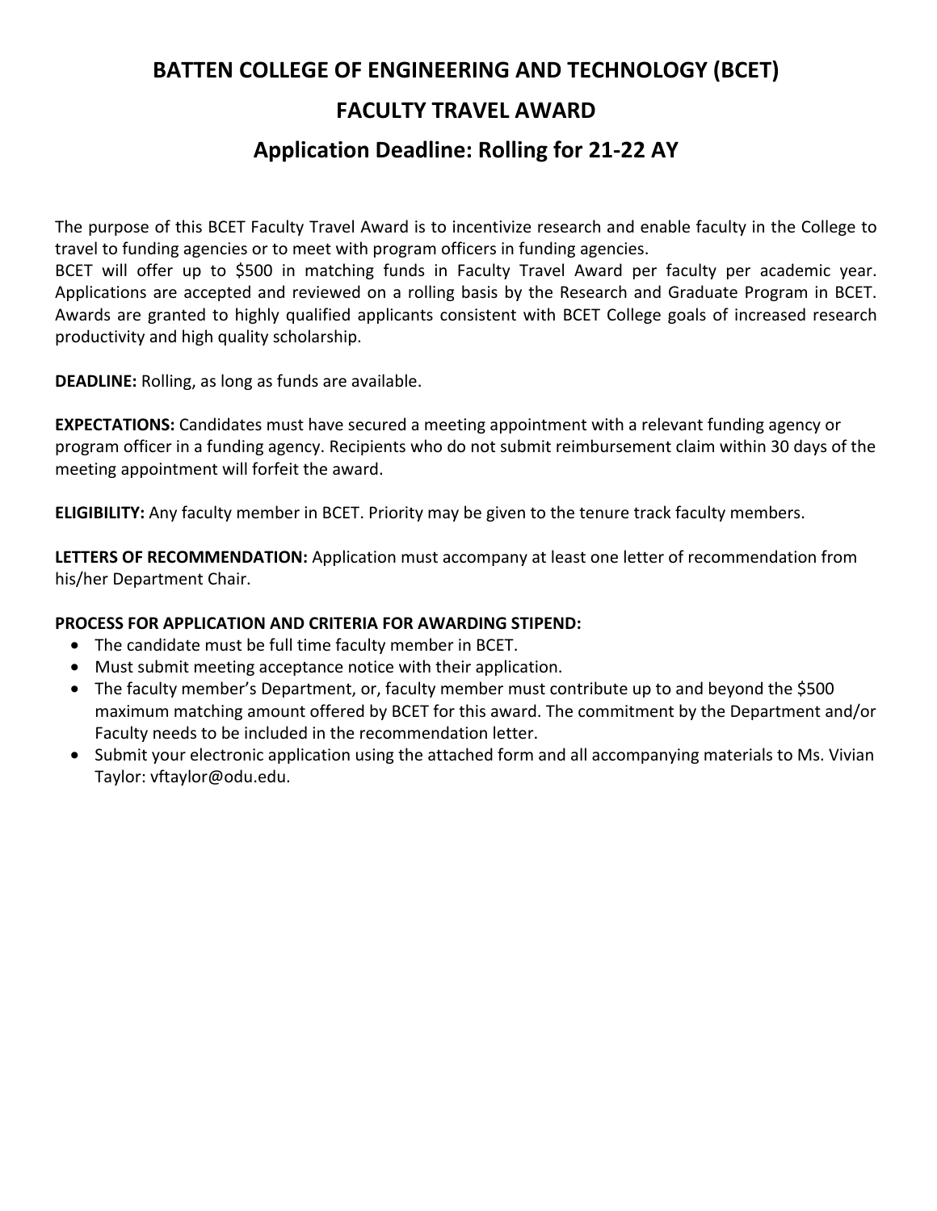# BATTEN COLLEGE OF ENGINEERING AND TECHNOLOGY (BCET)

## FACULTY TRAVEL AWARD

## Application Deadline: Rolling for 21-22 AY

The purpose of this BCET Faculty Travel Award is to incentivize research and enable faculty in the College to travel to funding agencies or to meet with program officers in funding agencies.
BCET will offer up to $500 in matching funds in Faculty Travel Award per faculty per academic year. Applications are accepted and reviewed on a rolling basis by the Research and Graduate Program in BCET. Awards are granted to highly qualified applicants consistent with BCET College goals of increased research productivity and high quality scholarship.

**DEADLINE:** Rolling, as long as funds are available.

**EXPECTATIONS:** Candidates must have secured a meeting appointment with a relevant funding agency or program officer in a funding agency. Recipients who do not submit reimbursement claim within 30 days of the meeting appointment will forfeit the award.

**ELIGIBILITY:** Any faculty member in BCET. Priority may be given to the tenure track faculty members.

**LETTERS OF RECOMMENDATION:** Application must accompany at least one letter of recommendation from his/her Department Chair.

**PROCESS FOR APPLICATION AND CRITERIA FOR AWARDING STIPEND:**

- The candidate must be full time faculty member in BCET.
- Must submit meeting acceptance notice with their application.
- The faculty member's Department, or, faculty member must contribute up to and beyond the $500 maximum matching amount offered by BCET for this award. The commitment by the Department and/or Faculty needs to be included in the recommendation letter.
- Submit your electronic application using the attached form and all accompanying materials to Ms. Vivian Taylor: vftaylor@odu.edu.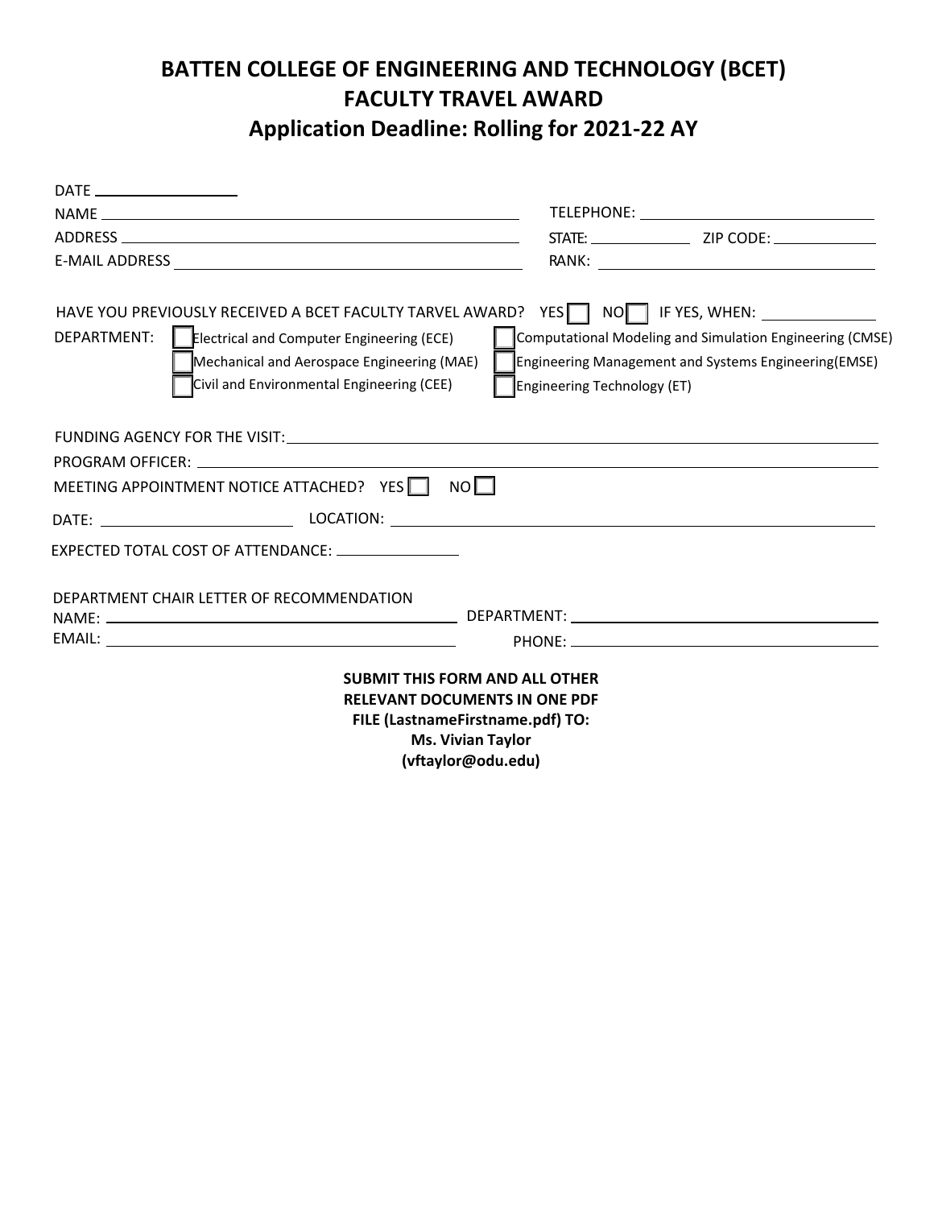# BATTEN COLLEGE OF ENGINEERING AND TECHNOLOGY (BCET)
# FACULTY TRAVEL AWARD
# Application Deadline: Rolling for 2021-22 AY

DATE ________________

NAME ______________________________________________ TELEPHONE: ____________________________

ADDRESS ___________________________________________ STATE: ____________ ZIP CODE: ____________

E-MAIL ADDRESS _____________________________________ RANK: ________________________________

HAVE YOU PREVIOUSLY RECEIVED A BCET FACULTY TARVEL AWARD? YES ☐ NO ☐ IF YES, WHEN: ____________

DEPARTMENT:

- ☐ Electrical and Computer Engineering (ECE)
- ☐ Mechanical and Aerospace Engineering (MAE)
- ☐ Civil and Environmental Engineering (CEE)
- ☐ Computational Modeling and Simulation Engineering (CMSE)
- ☐ Engineering Management and Systems Engineering(EMSE)
- ☐ Engineering Technology (ET)

FUNDING AGENCY FOR THE VISIT: ____________________________________________________________

PROGRAM OFFICER: _______________________________________________________________________

MEETING APPOINTMENT NOTICE ATTACHED? YES ☐ NO ☐

DATE: ______________________ LOCATION: _____________________________________________

EXPECTED TOTAL COST OF ATTENDANCE: ______________

DEPARTMENT CHAIR LETTER OF RECOMMENDATION

NAME: _______________________________________ DEPARTMENT: ________________________________

EMAIL: _______________________________________ PHONE: ____________________________________

**SUBMIT THIS FORM AND ALL OTHER RELEVANT DOCUMENTS IN ONE PDF FILE (LastnameFirstname.pdf) TO:**
**Ms. Vivian Taylor**
**(vftaylor@odu.edu)**